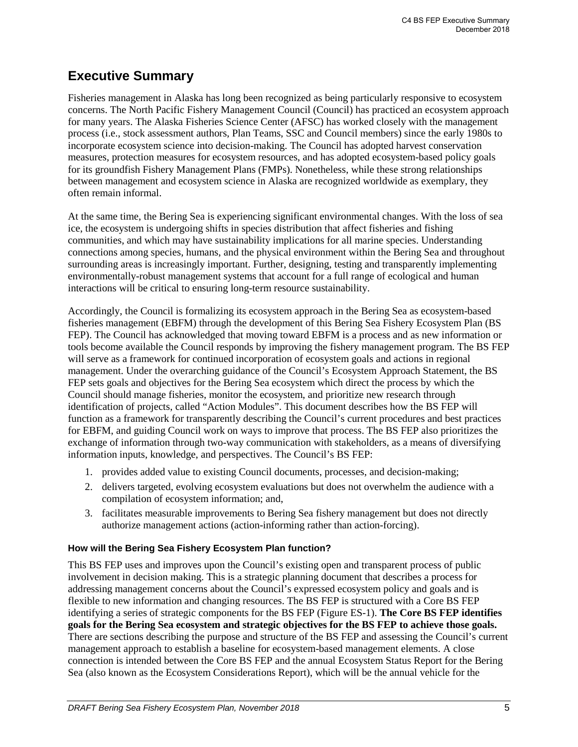# Executive Summary

Fisheries management in Alaska has long been recognized as being particularly responsive to ecosystem concerns. The North Pacific Fishery Management Council (Council) has practiced an ecosystem approach for many years. The Alaska Fisheries Science Center (AFSC) has worked closely with the management process (i.e., stock assessment authors, Plan Teams, SSC and Council members) since the early 1980s to incorporate ecosystem science into decision-making. The Council has adopted harvest conservation measures, protection measures for ecosystem resources, and has adopted ecosystem-based policy goals for its groundfish Fishery Management Plans (FMPs). Nonetheless, while these strong relationships between management and ecosystem science in Alaska are recognized worldwide as exemplary, they often remain informal.

At the same time, the Bering Sea is experiencing significant environmental changes. With the loss of sea ice, the ecosystem is undergoing shifts in species distribution that affect fisheries and fishing communities, and which may have sustainability implications for all marine species. Understanding connections among species, humans, and the physical environment within the Bering Sea and throughout surrounding areas is increasingly important. Further, designing, testing and transparently implementing environmentally-robust management systems that account for a full range of ecological and human interactions will be critical to ensuring long-term resource sustainability.

Accordingly, the Council is formalizing its ecosystem approach in the Bering Sea as ecosystem-based fisheries management (EBFM) through the development of this Bering Sea Fishery Ecosystem Plan (BS FEP). The Council has acknowledged that moving toward EBFM is a process and as new information or tools become available the Council responds by improving the fishery management program. The BS FEP will serve as a framework for continued incorporation of ecosystem goals and actions in regional management. Under the overarching guidance of the Council's Ecosystem Approach Statement, the BS FEP sets goals and objectives for the Bering Sea ecosystem which direct the process by which the Council should manage fisheries, monitor the ecosystem, and prioritize new research through identification of projects, called "Action Modules". This document describes how the BS FEP will function as a framework for transparently describing the Council's current procedures and best practices for EBFM, and guiding Council work on ways to improve that process. The BS FEP also prioritizes the exchange of information through two-way communication with stakeholders, as a means of diversifying information inputs, knowledge, and perspectives. The Council's BS FEP:

1. provides added value to existing Council documents, processes, and decision-making;
2. delivers targeted, evolving ecosystem evaluations but does not overwhelm the audience with a compilation of ecosystem information; and,
3. facilitates measurable improvements to Bering Sea fishery management but does not directly authorize management actions (action-informing rather than action-forcing).

### How will the Bering Sea Fishery Ecosystem Plan function?

This BS FEP uses and improves upon the Council's existing open and transparent process of public involvement in decision making. This is a strategic planning document that describes a process for addressing management concerns about the Council's expressed ecosystem policy and goals and is flexible to new information and changing resources. The BS FEP is structured with a Core BS FEP identifying a series of strategic components for the BS FEP (Figure ES-1). **The Core BS FEP identifies goals for the Bering Sea ecosystem and strategic objectives for the BS FEP to achieve those goals.** There are sections describing the purpose and structure of the BS FEP and assessing the Council's current management approach to establish a baseline for ecosystem-based management elements. A close connection is intended between the Core BS FEP and the annual Ecosystem Status Report for the Bering Sea (also known as the Ecosystem Considerations Report), which will be the annual vehicle for the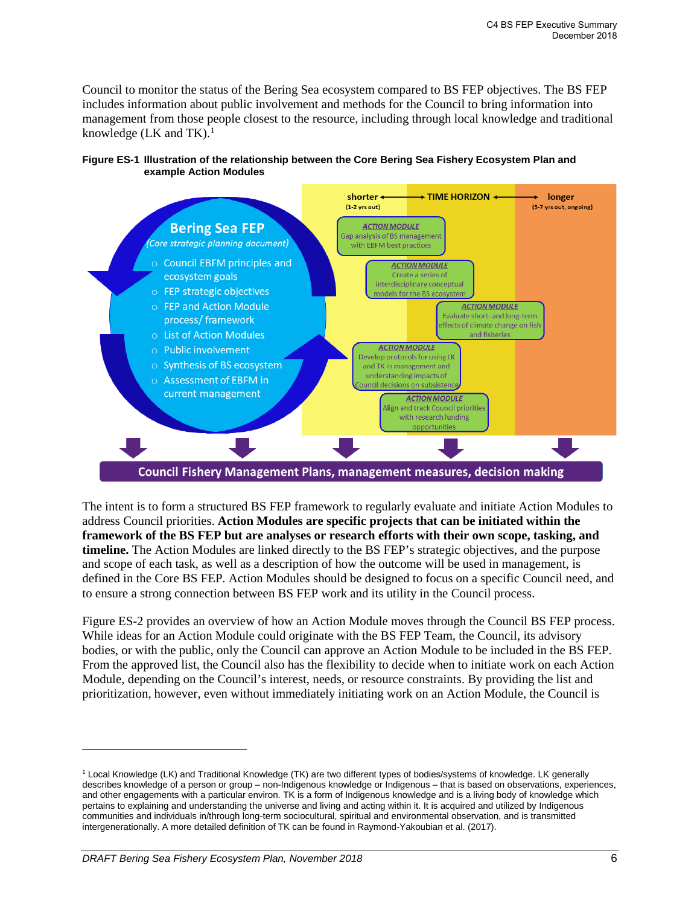Council to monitor the status of the Bering Sea ecosystem compared to BS FEP objectives. The BS FEP includes information about public involvement and methods for the Council to bring information into management from those people closest to the resource, including through local knowledge and traditional knowledge (LK and TK).[1]

**Figure ES-1 Illustration of the relationship between the Core Bering Sea Fishery Ecosystem Plan and example Action Modules**

The intent is to form a structured BS FEP framework to regularly evaluate and initiate Action Modules to address Council priorities. **Action Modules are specific projects that can be initiated within the framework of the BS FEP but are analyses or research efforts with their own scope, tasking, and timeline.** The Action Modules are linked directly to the BS FEP's strategic objectives, and the purpose and scope of each task, as well as a description of how the outcome will be used in management, is defined in the Core BS FEP. Action Modules should be designed to focus on a specific Council need, and to ensure a strong connection between BS FEP work and its utility in the Council process.

Figure ES-2 provides an overview of how an Action Module moves through the Council BS FEP process. While ideas for an Action Module could originate with the BS FEP Team, the Council, its advisory bodies, or with the public, only the Council can approve an Action Module to be included in the BS FEP. From the approved list, the Council also has the flexibility to decide when to initiate work on each Action Module, depending on the Council's interest, needs, or resource constraints. By providing the list and prioritization, however, even without immediately initiating work on an Action Module, the Council is

---

[1] Local Knowledge (LK) and Traditional Knowledge (TK) are two different types of bodies/systems of knowledge. LK generally describes knowledge of a person or group – non-Indigenous knowledge or Indigenous – that is based on observations, experiences, and other engagements with a particular environ. TK is a form of Indigenous knowledge and is a living body of knowledge which pertains to explaining and understanding the universe and living and acting within it. It is acquired and utilized by Indigenous communities and individuals in/through long-term sociocultural, spiritual and environmental observation, and is transmitted intergenerationally. A more detailed definition of TK can be found in Raymond-Yakoubian et al. (2017).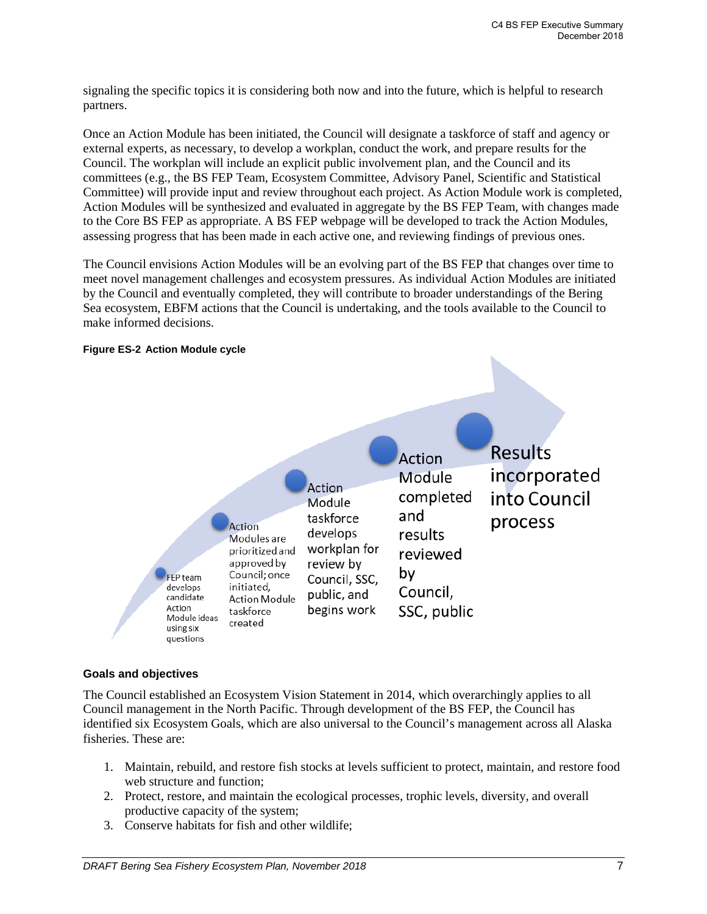signaling the specific topics it is considering both now and into the future, which is helpful to research partners.

Once an Action Module has been initiated, the Council will designate a taskforce of staff and agency or external experts, as necessary, to develop a workplan, conduct the work, and prepare results for the Council. The workplan will include an explicit public involvement plan, and the Council and its committees (e.g., the BS FEP Team, Ecosystem Committee, Advisory Panel, Scientific and Statistical Committee) will provide input and review throughout each project. As Action Module work is completed, Action Modules will be synthesized and evaluated in aggregate by the BS FEP Team, with changes made to the Core BS FEP as appropriate. A BS FEP webpage will be developed to track the Action Modules, assessing progress that has been made in each active one, and reviewing findings of previous ones.

The Council envisions Action Modules will be an evolving part of the BS FEP that changes over time to meet novel management challenges and ecosystem pressures. As individual Action Modules are initiated by the Council and eventually completed, they will contribute to broader understandings of the Bering Sea ecosystem, EBFM actions that the Council is undertaking, and the tools available to the Council to make informed decisions.

**Figure ES-2 Action Module cycle**

FEP team develops candidate Action Module ideas using six questions

Action Modules are prioritized and approved by Council; once initiated, Action Module taskforce created

Action Module taskforce develops workplan for review by Council, SSC, public, and begins work

Action Module completed and results reviewed by Council, SSC, public

Results incorporated into Council process

### Goals and objectives

The Council established an Ecosystem Vision Statement in 2014, which overarchingly applies to all Council management in the North Pacific. Through development of the BS FEP, the Council has identified six Ecosystem Goals, which are also universal to the Council's management across all Alaska fisheries. These are:

1. Maintain, rebuild, and restore fish stocks at levels sufficient to protect, maintain, and restore food web structure and function;
2. Protect, restore, and maintain the ecological processes, trophic levels, diversity, and overall productive capacity of the system;
3. Conserve habitats for fish and other wildlife;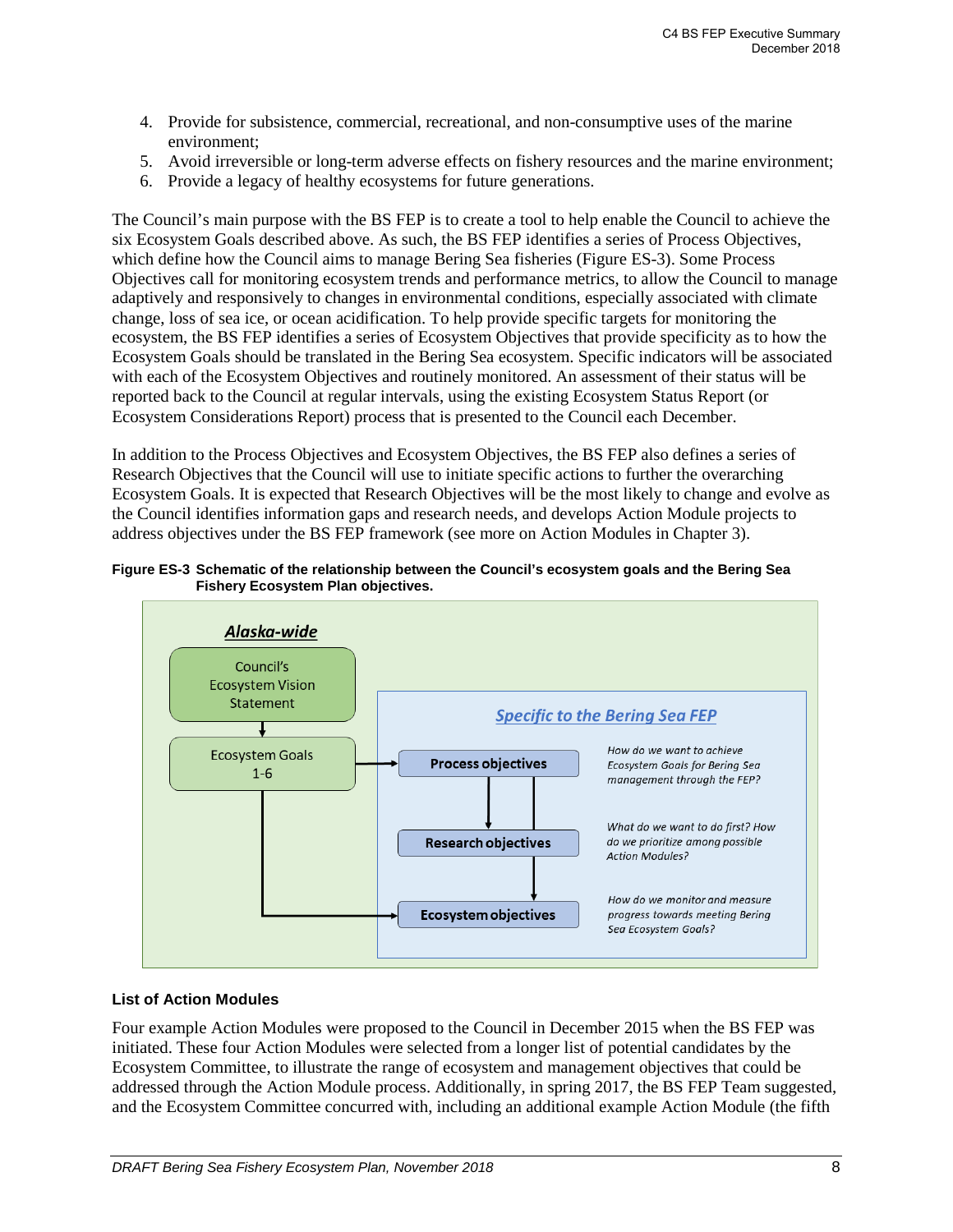4. Provide for subsistence, commercial, recreational, and non-consumptive uses of the marine environment;
5. Avoid irreversible or long-term adverse effects on fishery resources and the marine environment;
6. Provide a legacy of healthy ecosystems for future generations.

The Council's main purpose with the BS FEP is to create a tool to help enable the Council to achieve the six Ecosystem Goals described above. As such, the BS FEP identifies a series of Process Objectives, which define how the Council aims to manage Bering Sea fisheries (Figure ES-3). Some Process Objectives call for monitoring ecosystem trends and performance metrics, to allow the Council to manage adaptively and responsively to changes in environmental conditions, especially associated with climate change, loss of sea ice, or ocean acidification. To help provide specific targets for monitoring the ecosystem, the BS FEP identifies a series of Ecosystem Objectives that provide specificity as to how the Ecosystem Goals should be translated in the Bering Sea ecosystem. Specific indicators will be associated with each of the Ecosystem Objectives and routinely monitored. An assessment of their status will be reported back to the Council at regular intervals, using the existing Ecosystem Status Report (or Ecosystem Considerations Report) process that is presented to the Council each December.

In addition to the Process Objectives and Ecosystem Objectives, the BS FEP also defines a series of Research Objectives that the Council will use to initiate specific actions to further the overarching Ecosystem Goals. It is expected that Research Objectives will be the most likely to change and evolve as the Council identifies information gaps and research needs, and develops Action Module projects to address objectives under the BS FEP framework (see more on Action Modules in Chapter 3).

**Figure ES-3 Schematic of the relationship between the Council's ecosystem goals and the Bering Sea Fishery Ecosystem Plan objectives.**

***Alaska-wide***

- Council's Ecosystem Vision Statement
- Ecosystem Goals 1-6

***Specific to the Bering Sea FEP***

- **Process objectives** — *How do we want to achieve Ecosystem Goals for Bering Sea management through the FEP?*
- **Research objectives** — *What do we want to do first? How do we prioritize among possible Action Modules?*
- **Ecosystem objectives** — *How do we monitor and measure progress towards meeting Bering Sea Ecosystem Goals?*

### List of Action Modules

Four example Action Modules were proposed to the Council in December 2015 when the BS FEP was initiated. These four Action Modules were selected from a longer list of potential candidates by the Ecosystem Committee, to illustrate the range of ecosystem and management objectives that could be addressed through the Action Module process. Additionally, in spring 2017, the BS FEP Team suggested, and the Ecosystem Committee concurred with, including an additional example Action Module (the fifth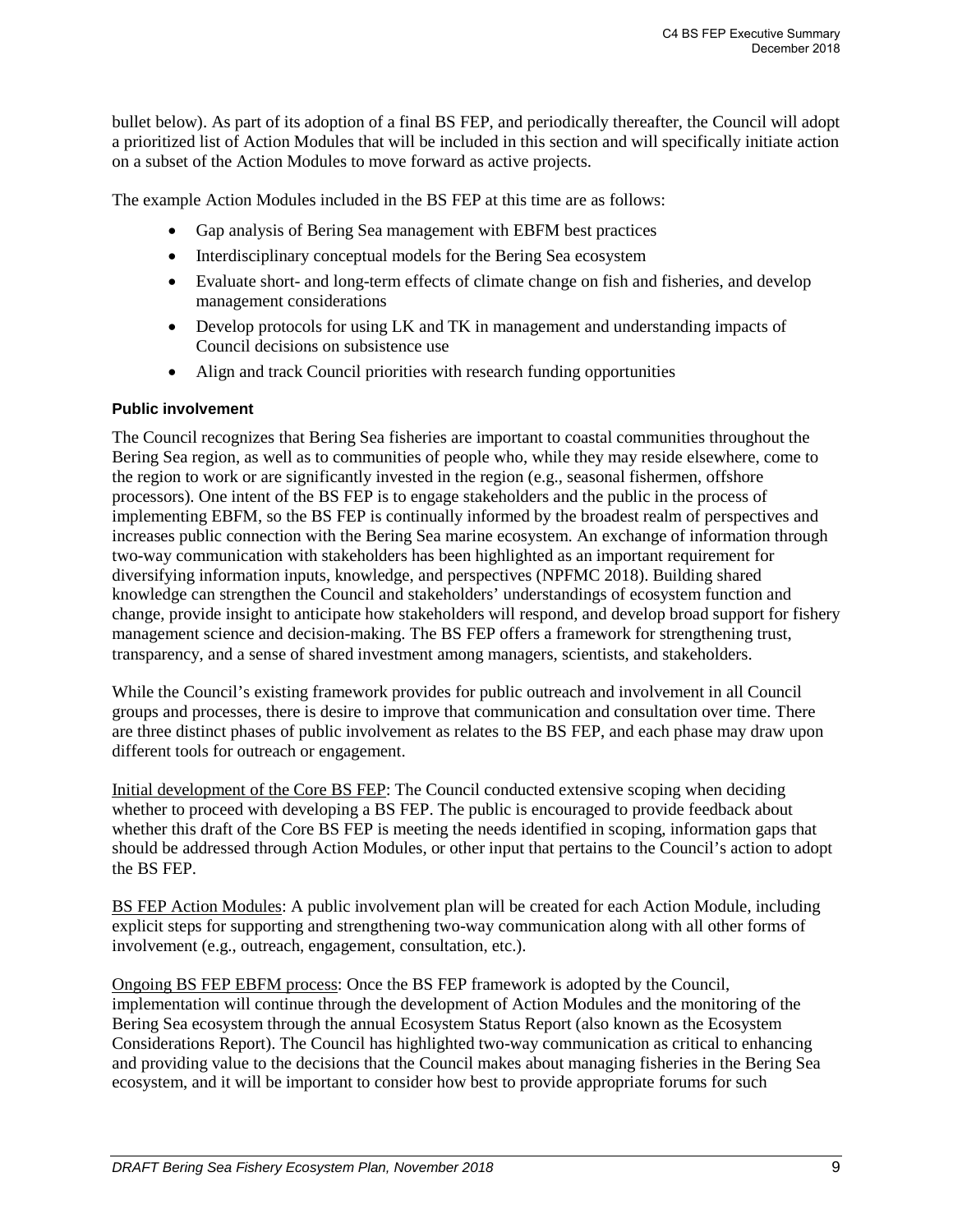bullet below). As part of its adoption of a final BS FEP, and periodically thereafter, the Council will adopt a prioritized list of Action Modules that will be included in this section and will specifically initiate action on a subset of the Action Modules to move forward as active projects.

The example Action Modules included in the BS FEP at this time are as follows:

- Gap analysis of Bering Sea management with EBFM best practices
- Interdisciplinary conceptual models for the Bering Sea ecosystem
- Evaluate short- and long-term effects of climate change on fish and fisheries, and develop management considerations
- Develop protocols for using LK and TK in management and understanding impacts of Council decisions on subsistence use
- Align and track Council priorities with research funding opportunities

#### Public involvement

The Council recognizes that Bering Sea fisheries are important to coastal communities throughout the Bering Sea region, as well as to communities of people who, while they may reside elsewhere, come to the region to work or are significantly invested in the region (e.g., seasonal fishermen, offshore processors). One intent of the BS FEP is to engage stakeholders and the public in the process of implementing EBFM, so the BS FEP is continually informed by the broadest realm of perspectives and increases public connection with the Bering Sea marine ecosystem. An exchange of information through two-way communication with stakeholders has been highlighted as an important requirement for diversifying information inputs, knowledge, and perspectives (NPFMC 2018). Building shared knowledge can strengthen the Council and stakeholders' understandings of ecosystem function and change, provide insight to anticipate how stakeholders will respond, and develop broad support for fishery management science and decision-making. The BS FEP offers a framework for strengthening trust, transparency, and a sense of shared investment among managers, scientists, and stakeholders.

While the Council's existing framework provides for public outreach and involvement in all Council groups and processes, there is desire to improve that communication and consultation over time. There are three distinct phases of public involvement as relates to the BS FEP, and each phase may draw upon different tools for outreach or engagement.

Initial development of the Core BS FEP: The Council conducted extensive scoping when deciding whether to proceed with developing a BS FEP. The public is encouraged to provide feedback about whether this draft of the Core BS FEP is meeting the needs identified in scoping, information gaps that should be addressed through Action Modules, or other input that pertains to the Council's action to adopt the BS FEP.

BS FEP Action Modules: A public involvement plan will be created for each Action Module, including explicit steps for supporting and strengthening two-way communication along with all other forms of involvement (e.g., outreach, engagement, consultation, etc.).

Ongoing BS FEP EBFM process: Once the BS FEP framework is adopted by the Council, implementation will continue through the development of Action Modules and the monitoring of the Bering Sea ecosystem through the annual Ecosystem Status Report (also known as the Ecosystem Considerations Report). The Council has highlighted two-way communication as critical to enhancing and providing value to the decisions that the Council makes about managing fisheries in the Bering Sea ecosystem, and it will be important to consider how best to provide appropriate forums for such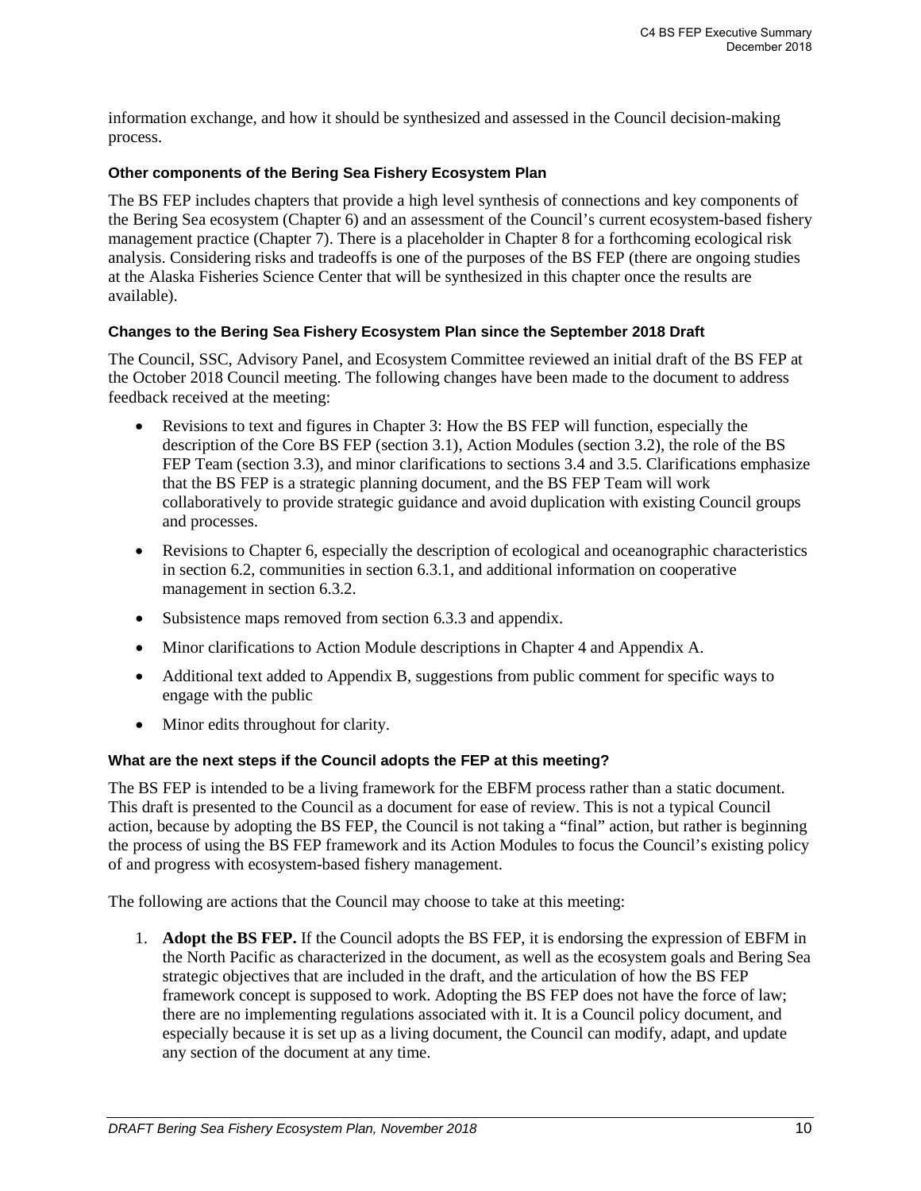information exchange, and how it should be synthesized and assessed in the Council decision-making process.

### Other components of the Bering Sea Fishery Ecosystem Plan

The BS FEP includes chapters that provide a high level synthesis of connections and key components of the Bering Sea ecosystem (Chapter 6) and an assessment of the Council's current ecosystem-based fishery management practice (Chapter 7). There is a placeholder in Chapter 8 for a forthcoming ecological risk analysis. Considering risks and tradeoffs is one of the purposes of the BS FEP (there are ongoing studies at the Alaska Fisheries Science Center that will be synthesized in this chapter once the results are available).

### Changes to the Bering Sea Fishery Ecosystem Plan since the September 2018 Draft

The Council, SSC, Advisory Panel, and Ecosystem Committee reviewed an initial draft of the BS FEP at the October 2018 Council meeting. The following changes have been made to the document to address feedback received at the meeting:

- Revisions to text and figures in Chapter 3: How the BS FEP will function, especially the description of the Core BS FEP (section 3.1), Action Modules (section 3.2), the role of the BS FEP Team (section 3.3), and minor clarifications to sections 3.4 and 3.5. Clarifications emphasize that the BS FEP is a strategic planning document, and the BS FEP Team will work collaboratively to provide strategic guidance and avoid duplication with existing Council groups and processes.
- Revisions to Chapter 6, especially the description of ecological and oceanographic characteristics in section 6.2, communities in section 6.3.1, and additional information on cooperative management in section 6.3.2.
- Subsistence maps removed from section 6.3.3 and appendix.
- Minor clarifications to Action Module descriptions in Chapter 4 and Appendix A.
- Additional text added to Appendix B, suggestions from public comment for specific ways to engage with the public
- Minor edits throughout for clarity.

### What are the next steps if the Council adopts the FEP at this meeting?

The BS FEP is intended to be a living framework for the EBFM process rather than a static document. This draft is presented to the Council as a document for ease of review. This is not a typical Council action, because by adopting the BS FEP, the Council is not taking a "final" action, but rather is beginning the process of using the BS FEP framework and its Action Modules to focus the Council's existing policy of and progress with ecosystem-based fishery management.

The following are actions that the Council may choose to take at this meeting:

1. **Adopt the BS FEP.** If the Council adopts the BS FEP, it is endorsing the expression of EBFM in the North Pacific as characterized in the document, as well as the ecosystem goals and Bering Sea strategic objectives that are included in the draft, and the articulation of how the BS FEP framework concept is supposed to work. Adopting the BS FEP does not have the force of law; there are no implementing regulations associated with it. It is a Council policy document, and especially because it is set up as a living document, the Council can modify, adapt, and update any section of the document at any time.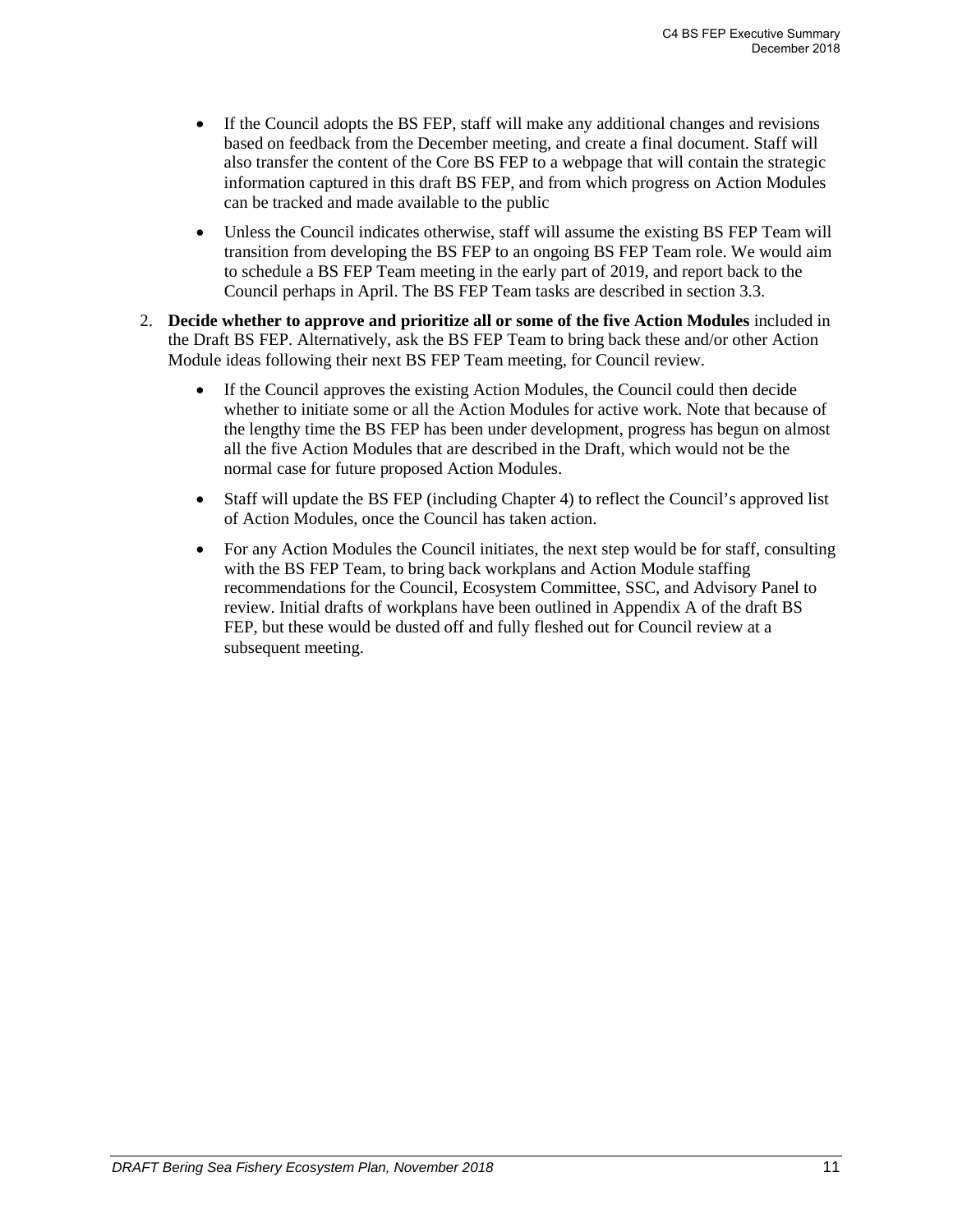- If the Council adopts the BS FEP, staff will make any additional changes and revisions based on feedback from the December meeting, and create a final document. Staff will also transfer the content of the Core BS FEP to a webpage that will contain the strategic information captured in this draft BS FEP, and from which progress on Action Modules can be tracked and made available to the public
- Unless the Council indicates otherwise, staff will assume the existing BS FEP Team will transition from developing the BS FEP to an ongoing BS FEP Team role. We would aim to schedule a BS FEP Team meeting in the early part of 2019, and report back to the Council perhaps in April. The BS FEP Team tasks are described in section 3.3.

2. **Decide whether to approve and prioritize all or some of the five Action Modules** included in the Draft BS FEP. Alternatively, ask the BS FEP Team to bring back these and/or other Action Module ideas following their next BS FEP Team meeting, for Council review.
    - If the Council approves the existing Action Modules, the Council could then decide whether to initiate some or all the Action Modules for active work. Note that because of the lengthy time the BS FEP has been under development, progress has begun on almost all the five Action Modules that are described in the Draft, which would not be the normal case for future proposed Action Modules.
    - Staff will update the BS FEP (including Chapter 4) to reflect the Council's approved list of Action Modules, once the Council has taken action.
    - For any Action Modules the Council initiates, the next step would be for staff, consulting with the BS FEP Team, to bring back workplans and Action Module staffing recommendations for the Council, Ecosystem Committee, SSC, and Advisory Panel to review. Initial drafts of workplans have been outlined in Appendix A of the draft BS FEP, but these would be dusted off and fully fleshed out for Council review at a subsequent meeting.